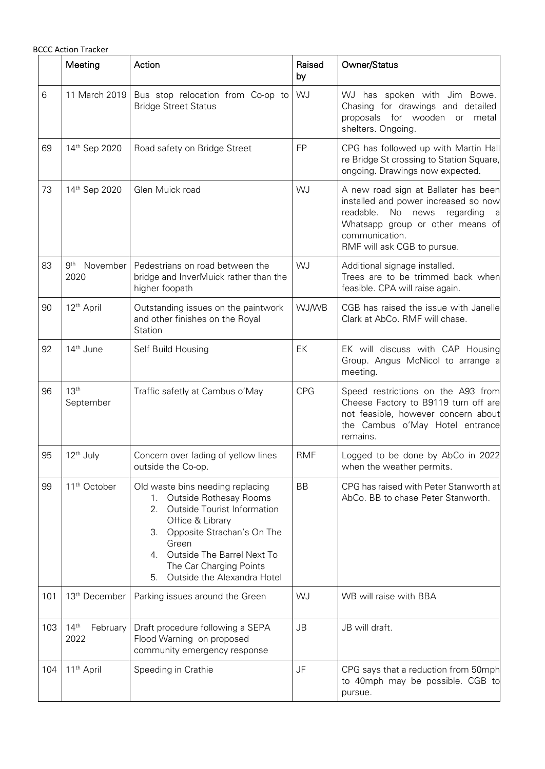BCCC Action Tracker

| | Meeting | Action | Raised by | Owner/Status |
|---|---|---|---|---|
| 6 | 11 March 2019 | Bus stop relocation from Co-op to Bridge Street Status | WJ | WJ has spoken with Jim Bowe. Chasing for drawings and detailed proposals for wooden or metal shelters. Ongoing. |
| 69 | 14th Sep 2020 | Road safety on Bridge Street | FP | CPG has followed up with Martin Hall re Bridge St crossing to Station Square, ongoing. Drawings now expected. |
| 73 | 14th Sep 2020 | Glen Muick road | WJ | A new road sign at Ballater has been installed and power increased so now readable. No news regarding a Whatsapp group or other means of communication.<br>RMF will ask CGB to pursue. |
| 83 | 9th November 2020 | Pedestrians on road between the bridge and InverMuick rather than the higher foopath | WJ | Additional signage installed.<br>Trees are to be trimmed back when feasible. CPA will raise again. |
| 90 | 12th April | Outstanding issues on the paintwork and other finishes on the Royal Station | WJ/WB | CGB has raised the issue with Janelle Clark at AbCo. RMF will chase. |
| 92 | 14th June | Self Build Housing | EK | EK will discuss with CAP Housing Group. Angus McNicol to arrange a meeting. |
| 96 | 13th September | Traffic safetly at Cambus o'May | CPG | Speed restrictions on the A93 from Cheese Factory to B9119 turn off are not feasible, however concern about the Cambus o'May Hotel entrance remains. |
| 95 | 12th July | Concern over fading of yellow lines outside the Co-op. | RMF | Logged to be done by AbCo in 2022 when the weather permits. |
| 99 | 11th October | Old waste bins needing replacing<br>1. Outside Rothesay Rooms<br>2. Outside Tourist Information Office & Library<br>3. Opposite Strachan's On The Green<br>4. Outside The Barrel Next To The Car Charging Points<br>5. Outside the Alexandra Hotel | BB | CPG has raised with Peter Stanworth at AbCo. BB to chase Peter Stanworth. |
| 101 | 13th December | Parking issues around the Green | WJ | WB will raise with BBA |
| 103 | 14th February 2022 | Draft procedure following a SEPA Flood Warning on proposed community emergency response | JB | JB will draft. |
| 104 | 11th April | Speeding in Crathie | JF | CPG says that a reduction from 50mph to 40mph may be possible. CGB to pursue. |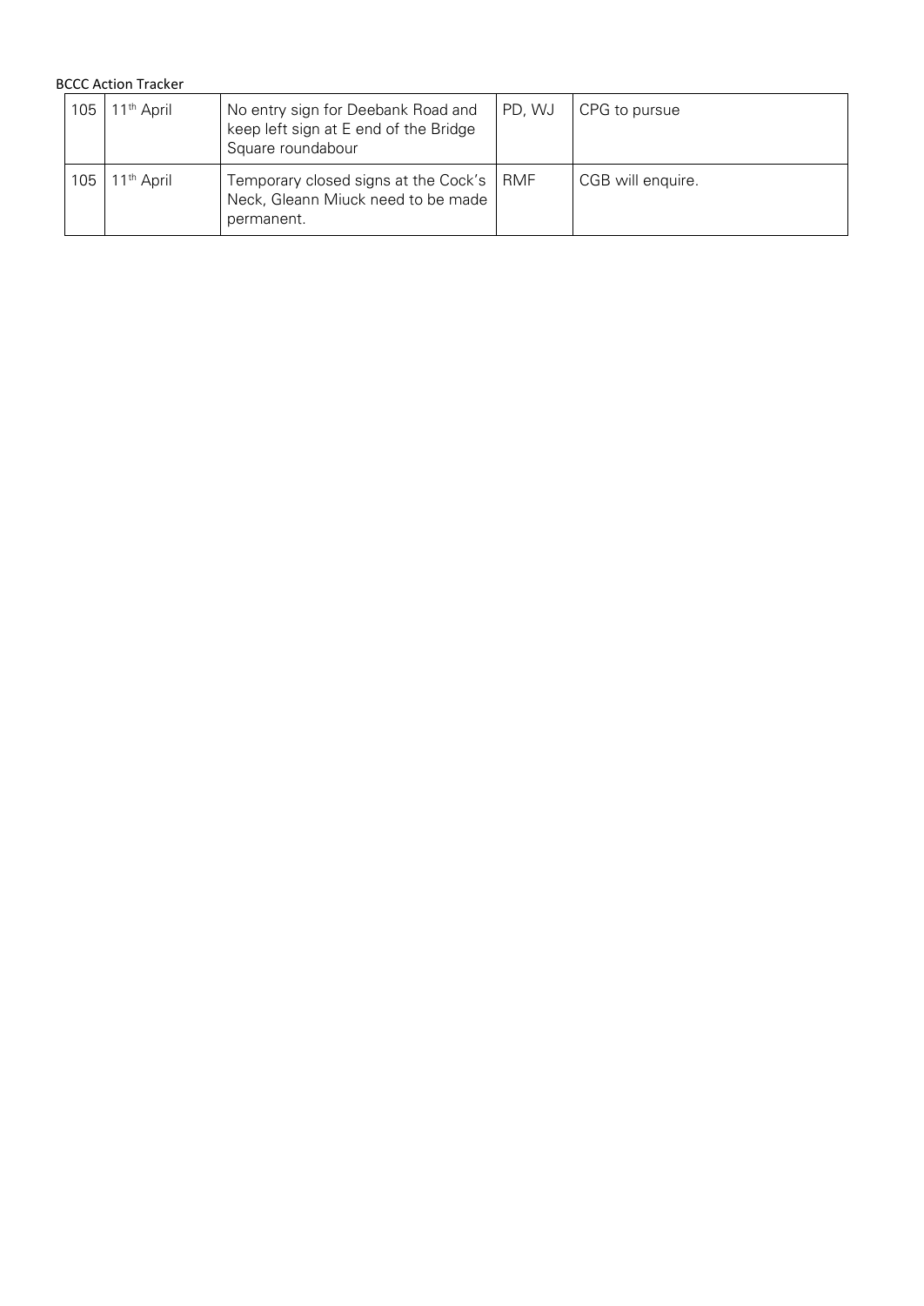| | | | | |
|---|---|---|---|---|
| 105 | 11th April | No entry sign for Deebank Road and keep left sign at E end of the Bridge Square roundabout | PD, WJ | CPG to pursue |
| 105 | 11th April | Temporary closed signs at the Cock's Neck, Gleann Miuck need to be made permanent. | RMF | CGB will enquire. |